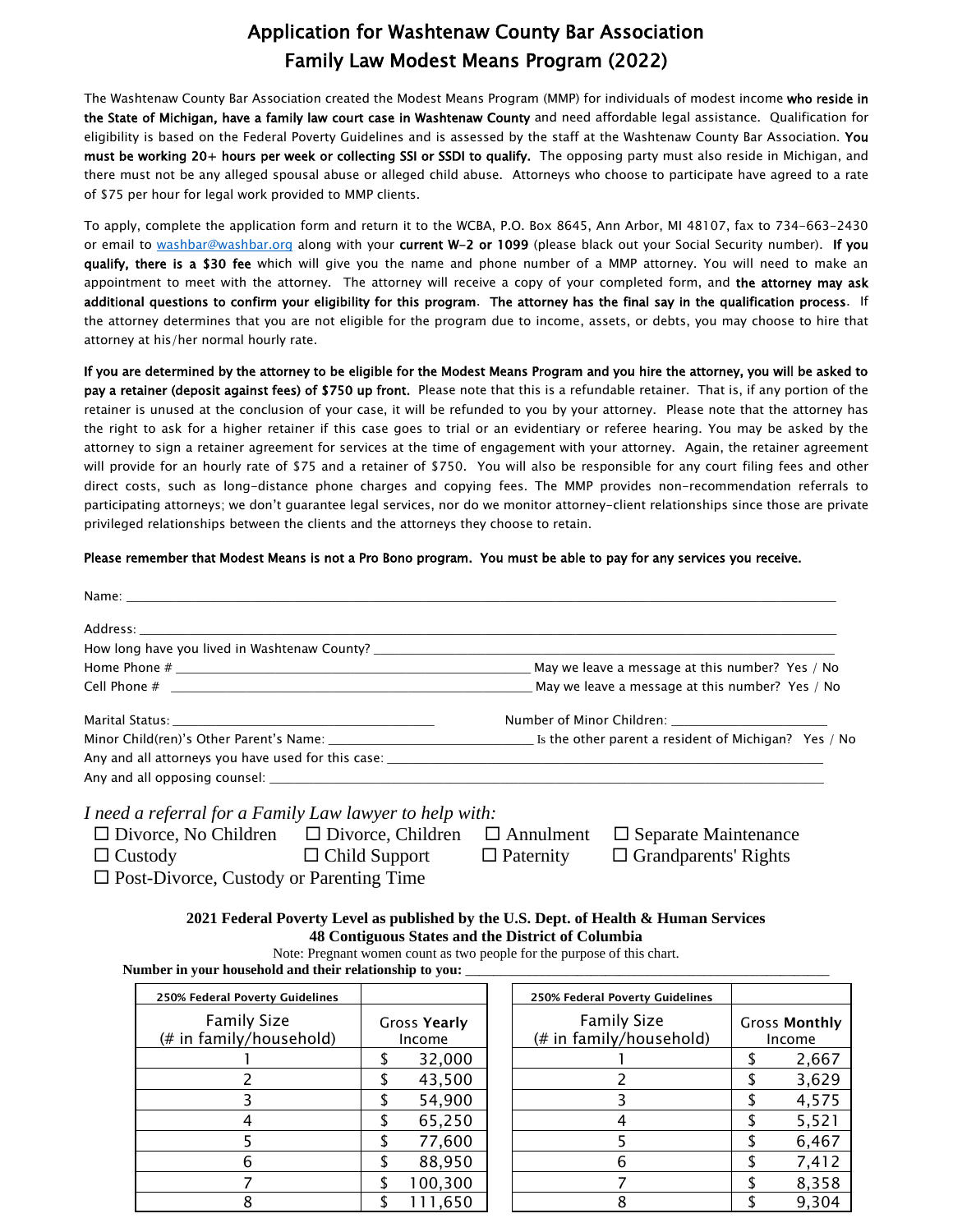# Application for Washtenaw County Bar Association Family Law Modest Means Program (2022)

The Washtenaw County Bar Association created the Modest Means Program (MMP) for individuals of modest income **who reside in the State of Michigan, have a family law court case in Washtenaw County** and need affordable legal assistance. Qualification for eligibility is based on the Federal Poverty Guidelines and is assessed by the staff at the Washtenaw County Bar Association. **You must be working 20+ hours per week or collecting SSI or SSDI to qualify.** The opposing party must also reside in Michigan, and there must not be any alleged spousal abuse or alleged child abuse. Attorneys who choose to participate have agreed to a rate of $75 per hour for legal work provided to MMP clients.

To apply, complete the application form and return it to the WCBA, P.O. Box 8645, Ann Arbor, MI 48107, fax to 734-663-2430 or email to washbar@washbar.org along with your **current W-2 or 1099** (please black out your Social Security number). **If you qualify, there is a $30 fee** which will give you the name and phone number of a MMP attorney. You will need to make an appointment to meet with the attorney. The attorney will receive a copy of your completed form, and **the attorney may ask additional questions to confirm your eligibility for this program**. **The attorney has the final say in the qualification process**. If the attorney determines that you are not eligible for the program due to income, assets, or debts, you may choose to hire that attorney at his/her normal hourly rate.

**If you are determined by the attorney to be eligible for the Modest Means Program and you hire the attorney, you will be asked to pay a retainer (deposit against fees) of $750 up front.** Please note that this is a refundable retainer. That is, if any portion of the retainer is unused at the conclusion of your case, it will be refunded to you by your attorney. Please note that the attorney has the right to ask for a higher retainer if this case goes to trial or an evidentiary or referee hearing. You may be asked by the attorney to sign a retainer agreement for services at the time of engagement with your attorney. Again, the retainer agreement will provide for an hourly rate of $75 and a retainer of $750. You will also be responsible for any court filing fees and other direct costs, such as long-distance phone charges and copying fees. The MMP provides non-recommendation referrals to participating attorneys; we don't guarantee legal services, nor do we monitor attorney-client relationships since those are private privileged relationships between the clients and the attorneys they choose to retain.

**Please remember that Modest Means is not a Pro Bono program. You must be able to pay for any services you receive.**

Name: ____________________________________________

Address: ____________________________________________

How long have you lived in Washtenaw County? ____________________

Home Phone # ______________________ May we leave a message at this number? Yes / No

Cell Phone # ______________________ May we leave a message at this number? Yes / No

Marital Status: ______________________ Number of Minor Children: ______________

Minor Child(ren)'s Other Parent's Name: ______________________ Is the other parent a resident of Michigan? Yes / No

Any and all attorneys you have used for this case: ______________________

Any and all opposing counsel: ______________________

*I need a referral for a Family Law lawyer to help with:*

☐ Divorce, No Children ☐ Divorce, Children ☐ Annulment ☐ Separate Maintenance
☐ Custody ☐ Child Support ☐ Paternity ☐ Grandparents' Rights
☐ Post-Divorce, Custody or Parenting Time

**2021 Federal Poverty Level as published by the U.S. Dept. of Health & Human Services**
**48 Contiguous States and the District of Columbia**

Note: Pregnant women count as two people for the purpose of this chart.

**Number in your household and their relationship to you:** ______________________

| 250% Federal Poverty Guidelines | |
|---|---|
| Family Size (# in family/household) | Gross **Yearly** Income |
| 1 | $ 32,000 |
| 2 | $ 43,500 |
| 3 | $ 54,900 |
| 4 | $ 65,250 |
| 5 | $ 77,600 |
| 6 | $ 88,950 |
| 7 | $ 100,300 |
| 8 | $ 111,650 |

| 250% Federal Poverty Guidelines | |
|---|---|
| Family Size (# in family/household) | Gross **Monthly** Income |
| 1 | $ 2,667 |
| 2 | $ 3,629 |
| 3 | $ 4,575 |
| 4 | $ 5,521 |
| 5 | $ 6,467 |
| 6 | $ 7,412 |
| 7 | $ 8,358 |
| 8 | $ 9,304 |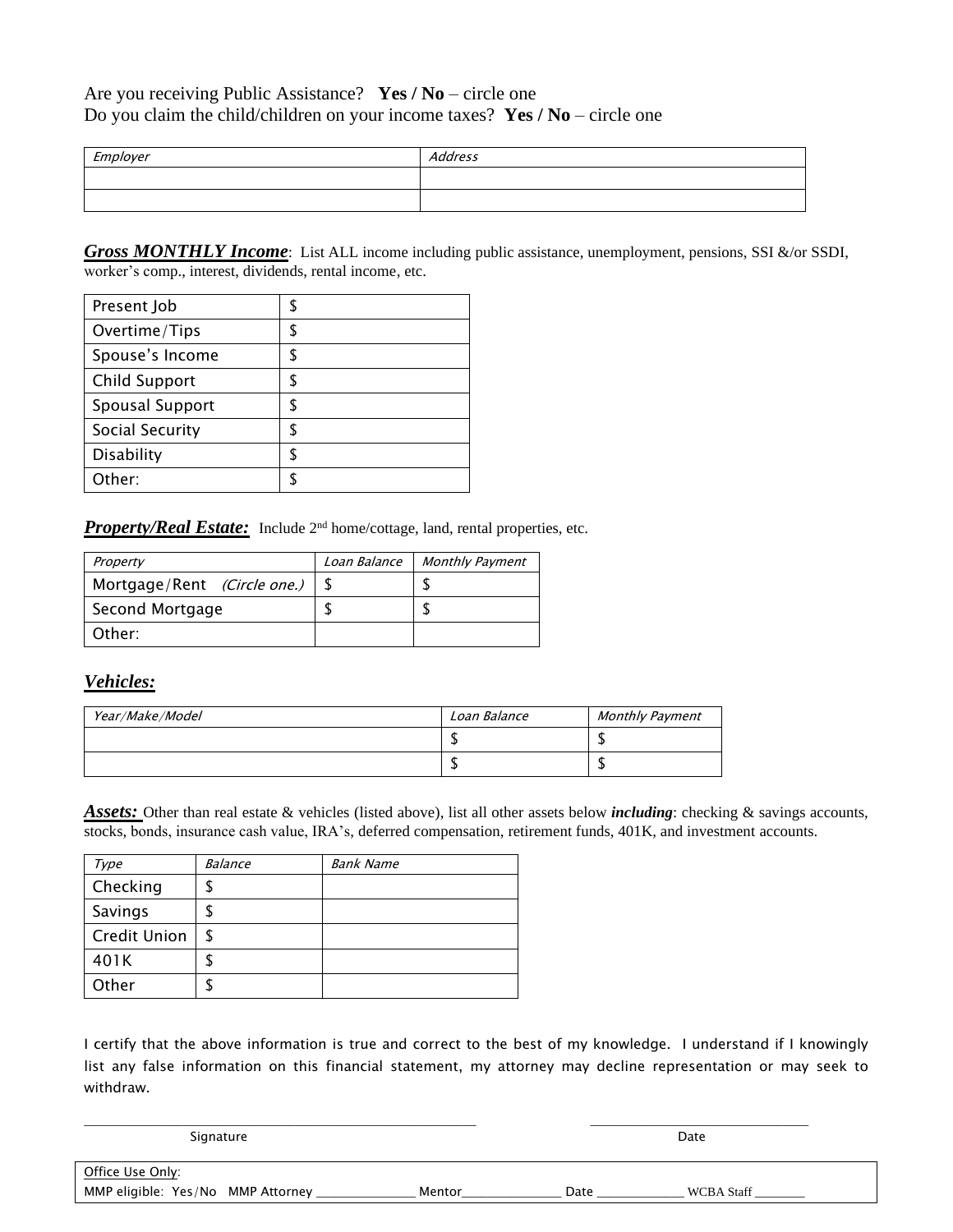Are you receiving Public Assistance? **Yes / No** – circle one
Do you claim the child/children on your income taxes? **Yes / No** – circle one

| *Employer* | *Address* |
| --- | --- |
| | |
| | |

***Gross MONTHLY Income***: List ALL income including public assistance, unemployment, pensions, SSI &/or SSDI, worker's comp., interest, dividends, rental income, etc.

| | |
| --- | --- |
| Present Job | $ |
| Overtime/Tips | $ |
| Spouse's Income | $ |
| Child Support | $ |
| Spousal Support | $ |
| Social Security | $ |
| Disability | $ |
| Other: | $ |

***Property/Real Estate:*** Include 2nd home/cottage, land, rental properties, etc.

| *Property* | *Loan Balance* | *Monthly Payment* |
| --- | --- | --- |
| Mortgage/Rent *(Circle one.)* | $ | $ |
| Second Mortgage | $ | $ |
| Other: | | |

***Vehicles:***

| *Year/Make/Model* | *Loan Balance* | *Monthly Payment* |
| --- | --- | --- |
| | $ | $ |
| | $ | $ |

***Assets:*** Other than real estate & vehicles (listed above), list all other assets below ***including***: checking & savings accounts, stocks, bonds, insurance cash value, IRA's, deferred compensation, retirement funds, 401K, and investment accounts.

| *Type* | *Balance* | *Bank Name* |
| --- | --- | --- |
| Checking | $ | |
| Savings | $ | |
| Credit Union | $ | |
| 401K | $ | |
| Other | $ | |

I certify that the above information is true and correct to the best of my knowledge. I understand if I knowingly list any false information on this financial statement, my attorney may decline representation or may seek to withdraw.

_______________________________________ Signature

_______________________ Date

Office Use Only:
MMP eligible: Yes/No MMP Attorney _______________ Mentor_______________ Date _____________ WCBA Staff ________